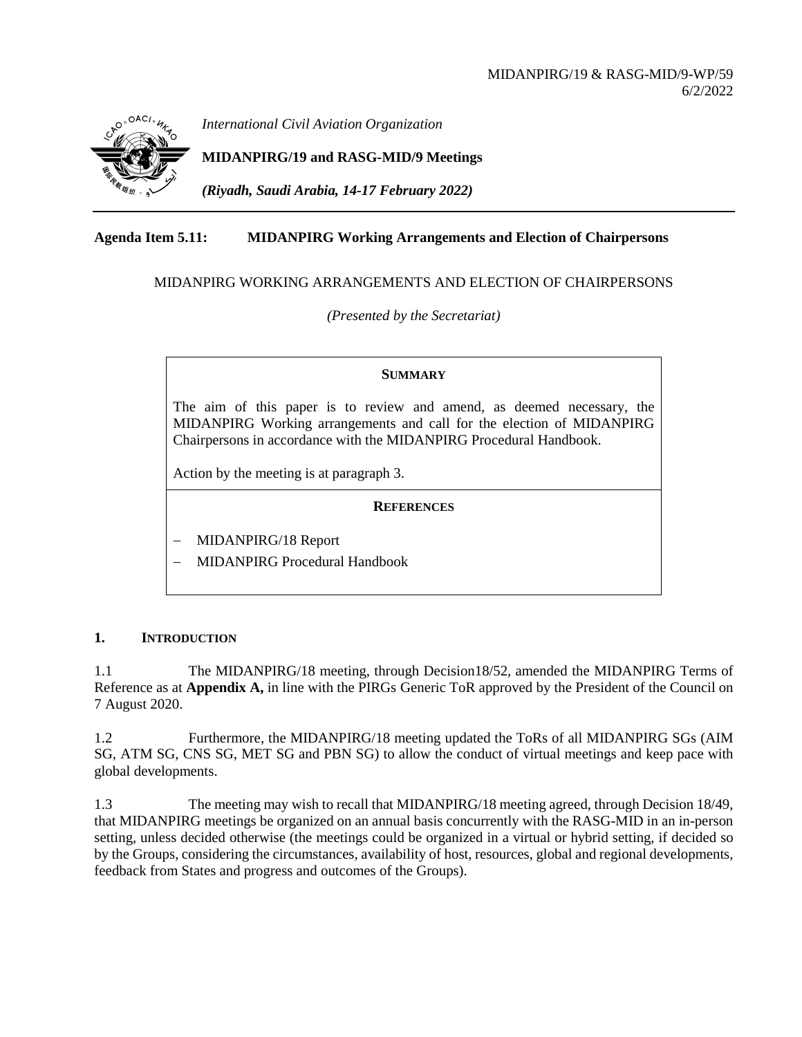MIDANPIRG/19 & RASG-MID/9-WP/59
6/2/2022

*International Civil Aviation Organization*

**MIDANPIRG/19 and RASG-MID/9 Meetings**

***(Riyadh, Saudi Arabia, 14-17 February 2022)***

---

**Agenda Item 5.11: MIDANPIRG Working Arrangements and Election of Chairpersons**

MIDANPIRG WORKING ARRANGEMENTS AND ELECTION OF CHAIRPERSONS

*(Presented by the Secretariat)*

**SUMMARY**

The aim of this paper is to review and amend, as deemed necessary, the MIDANPIRG Working arrangements and call for the election of MIDANPIRG Chairpersons in accordance with the MIDANPIRG Procedural Handbook.

Action by the meeting is at paragraph 3.

**REFERENCES**

- MIDANPIRG/18 Report
- MIDANPIRG Procedural Handbook

## 1. INTRODUCTION

1.1 The MIDANPIRG/18 meeting, through Decision18/52, amended the MIDANPIRG Terms of Reference as at **Appendix A,** in line with the PIRGs Generic ToR approved by the President of the Council on 7 August 2020.

1.2 Furthermore, the MIDANPIRG/18 meeting updated the ToRs of all MIDANPIRG SGs (AIM SG, ATM SG, CNS SG, MET SG and PBN SG) to allow the conduct of virtual meetings and keep pace with global developments.

1.3 The meeting may wish to recall that MIDANPIRG/18 meeting agreed, through Decision 18/49, that MIDANPIRG meetings be organized on an annual basis concurrently with the RASG-MID in an in-person setting, unless decided otherwise (the meetings could be organized in a virtual or hybrid setting, if decided so by the Groups, considering the circumstances, availability of host, resources, global and regional developments, feedback from States and progress and outcomes of the Groups).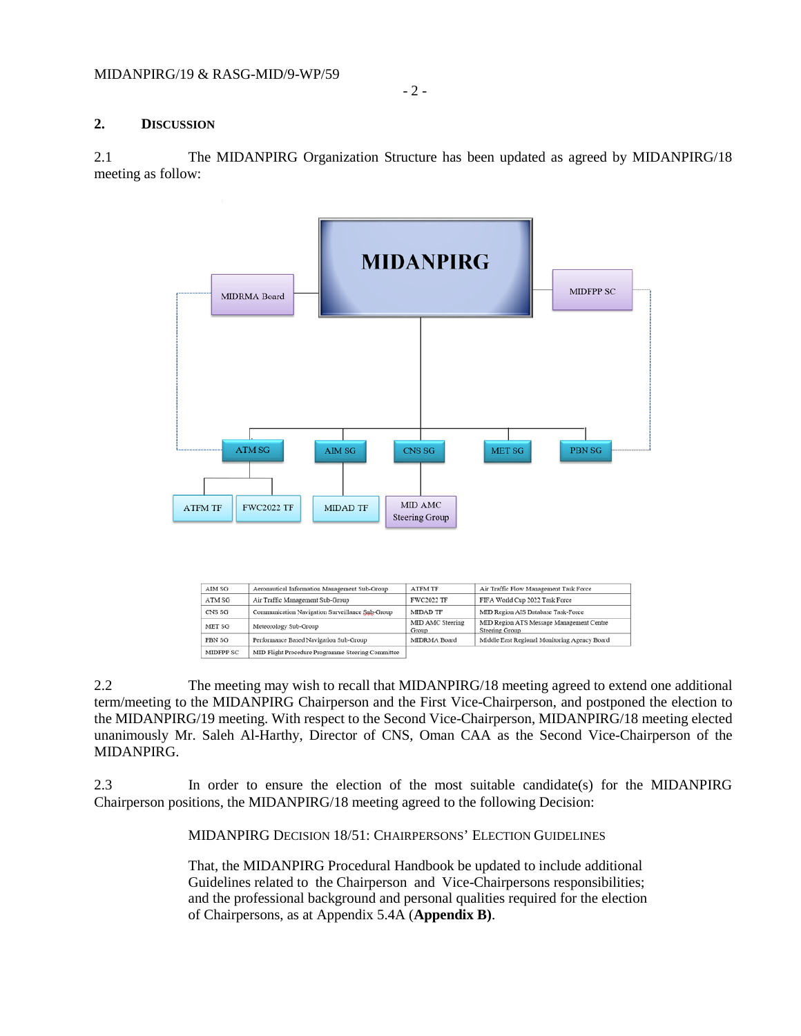## 2. DISCUSSION

2.1 The MIDANPIRG Organization Structure has been updated as agreed by MIDANPIRG/18 meeting as follow:

| AIM SG | Aeronautical Information Management Sub-Group | ATFM TF | Air Traffic Flow Management Task Force |
|---|---|---|---|
| ATM SG | Air Traffic Management Sub-Group | FWC2022 TF | FIFA World Cup 2022 Task Force |
| CNS SG | Communication Navigation Surveillance Sub-Group | MIDAD TF | MID Region AIS Database Task-Force |
| MET SG | Meteorology Sub-Group | MID AMC Steering Group | MID Region ATS Message Management Centre Steering Group |
| PBN SG | Performance Based Navigation Sub-Group | MIDRMA Board | Middle East Regional Monitoring Agency Board |
| MIDFPP SC | MID Flight Procedure Programme Steering Committee | | |

2.2 The meeting may wish to recall that MIDANPIRG/18 meeting agreed to extend one additional term/meeting to the MIDANPIRG Chairperson and the First Vice-Chairperson, and postponed the election to the MIDANPIRG/19 meeting. With respect to the Second Vice-Chairperson, MIDANPIRG/18 meeting elected unanimously Mr. Saleh Al-Harthy, Director of CNS, Oman CAA as the Second Vice-Chairperson of the MIDANPIRG.

2.3 In order to ensure the election of the most suitable candidate(s) for the MIDANPIRG Chairperson positions, the MIDANPIRG/18 meeting agreed to the following Decision:

MIDANPIRG DECISION 18/51: CHAIRPERSONS' ELECTION GUIDELINES

That, the MIDANPIRG Procedural Handbook be updated to include additional Guidelines related to the Chairperson and Vice-Chairpersons responsibilities; and the professional background and personal qualities required for the election of Chairpersons, as at Appendix 5.4A (**Appendix B)**.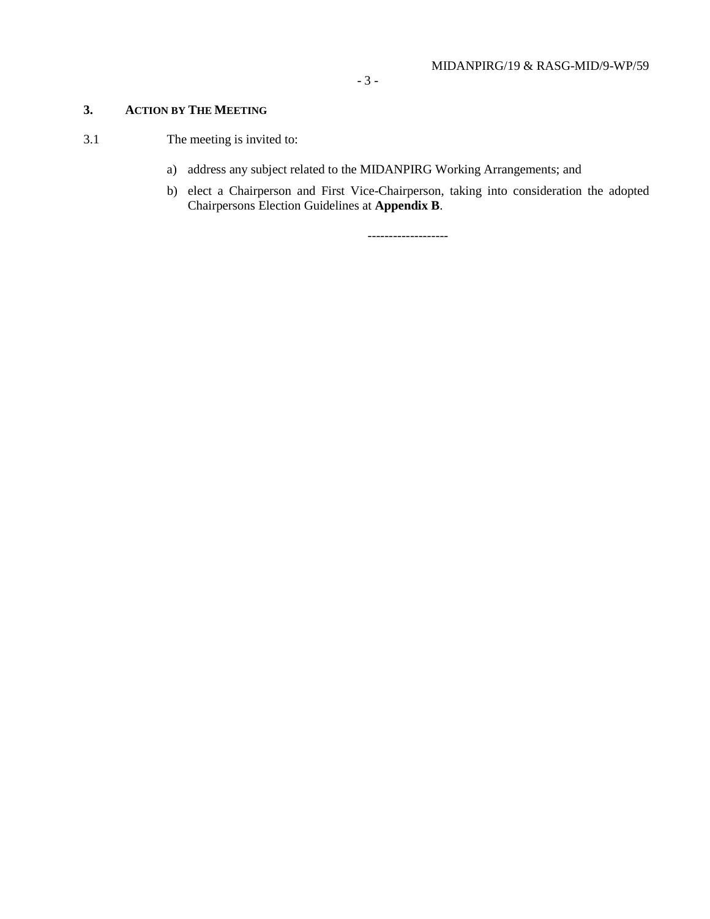## 3. ACTION BY THE MEETING

3.1 The meeting is invited to:

a) address any subject related to the MIDANPIRG Working Arrangements; and

b) elect a Chairperson and First Vice-Chairperson, taking into consideration the adopted Chairpersons Election Guidelines at **Appendix B**.

-------------------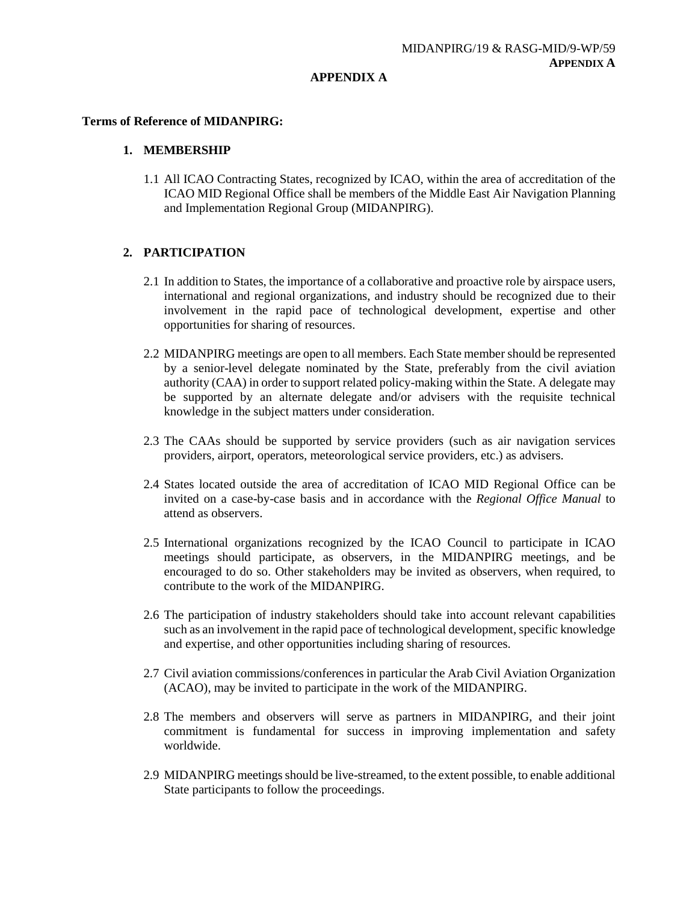# APPENDIX A

**Terms of Reference of MIDANPIRG:**

## 1. MEMBERSHIP

1.1 All ICAO Contracting States, recognized by ICAO, within the area of accreditation of the ICAO MID Regional Office shall be members of the Middle East Air Navigation Planning and Implementation Regional Group (MIDANPIRG).

## 2. PARTICIPATION

2.1 In addition to States, the importance of a collaborative and proactive role by airspace users, international and regional organizations, and industry should be recognized due to their involvement in the rapid pace of technological development, expertise and other opportunities for sharing of resources.

2.2 MIDANPIRG meetings are open to all members. Each State member should be represented by a senior-level delegate nominated by the State, preferably from the civil aviation authority (CAA) in order to support related policy-making within the State. A delegate may be supported by an alternate delegate and/or advisers with the requisite technical knowledge in the subject matters under consideration.

2.3 The CAAs should be supported by service providers (such as air navigation services providers, airport, operators, meteorological service providers, etc.) as advisers.

2.4 States located outside the area of accreditation of ICAO MID Regional Office can be invited on a case-by-case basis and in accordance with the *Regional Office Manual* to attend as observers.

2.5 International organizations recognized by the ICAO Council to participate in ICAO meetings should participate, as observers, in the MIDANPIRG meetings, and be encouraged to do so. Other stakeholders may be invited as observers, when required, to contribute to the work of the MIDANPIRG.

2.6 The participation of industry stakeholders should take into account relevant capabilities such as an involvement in the rapid pace of technological development, specific knowledge and expertise, and other opportunities including sharing of resources.

2.7 Civil aviation commissions/conferences in particular the Arab Civil Aviation Organization (ACAO), may be invited to participate in the work of the MIDANPIRG.

2.8 The members and observers will serve as partners in MIDANPIRG, and their joint commitment is fundamental for success in improving implementation and safety worldwide.

2.9 MIDANPIRG meetings should be live-streamed, to the extent possible, to enable additional State participants to follow the proceedings.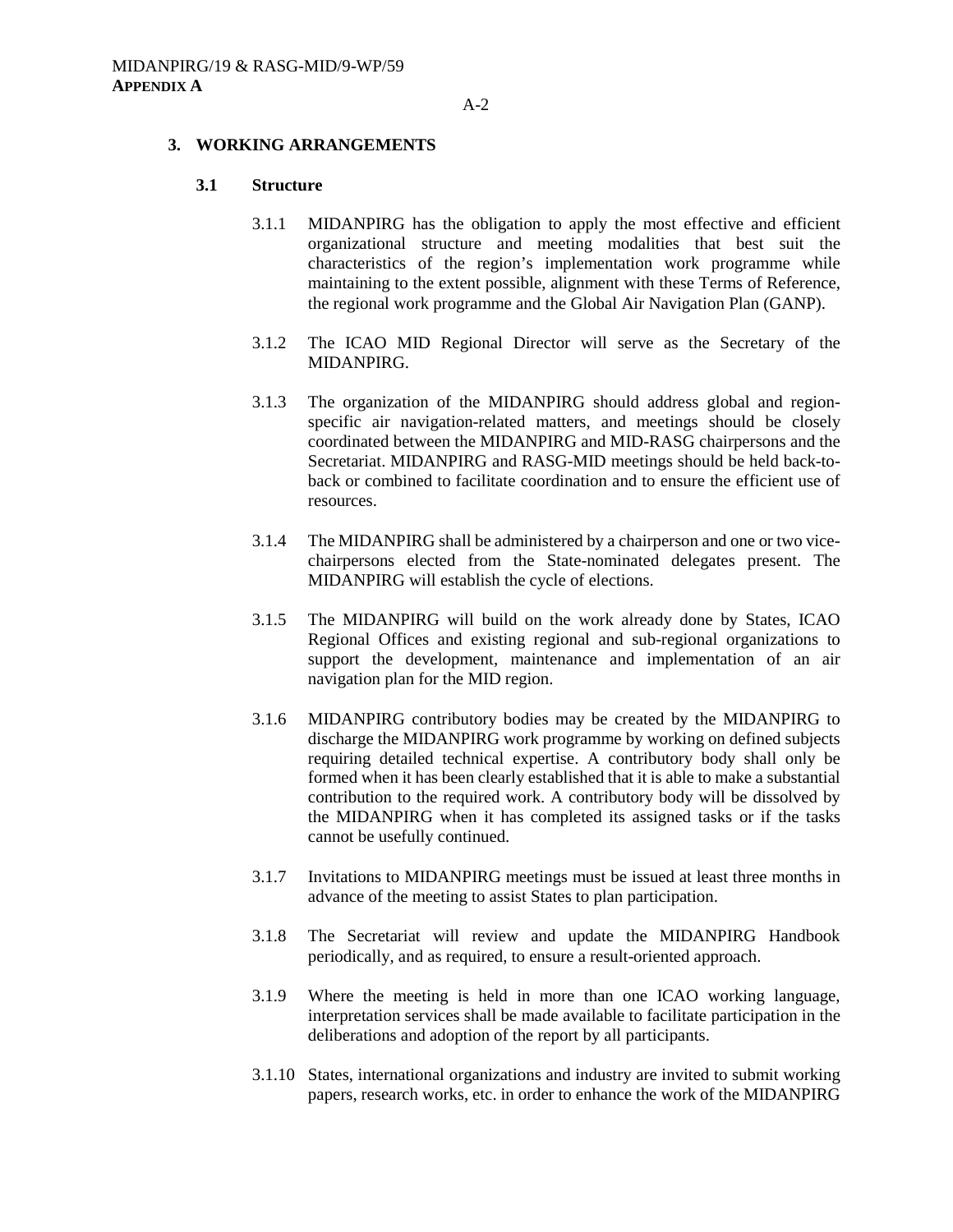## 3. WORKING ARRANGEMENTS

### 3.1 Structure

3.1.1 MIDANPIRG has the obligation to apply the most effective and efficient organizational structure and meeting modalities that best suit the characteristics of the region's implementation work programme while maintaining to the extent possible, alignment with these Terms of Reference, the regional work programme and the Global Air Navigation Plan (GANP).

3.1.2 The ICAO MID Regional Director will serve as the Secretary of the MIDANPIRG.

3.1.3 The organization of the MIDANPIRG should address global and region-specific air navigation-related matters, and meetings should be closely coordinated between the MIDANPIRG and MID-RASG chairpersons and the Secretariat. MIDANPIRG and RASG-MID meetings should be held back-to-back or combined to facilitate coordination and to ensure the efficient use of resources.

3.1.4 The MIDANPIRG shall be administered by a chairperson and one or two vice-chairpersons elected from the State-nominated delegates present. The MIDANPIRG will establish the cycle of elections.

3.1.5 The MIDANPIRG will build on the work already done by States, ICAO Regional Offices and existing regional and sub-regional organizations to support the development, maintenance and implementation of an air navigation plan for the MID region.

3.1.6 MIDANPIRG contributory bodies may be created by the MIDANPIRG to discharge the MIDANPIRG work programme by working on defined subjects requiring detailed technical expertise. A contributory body shall only be formed when it has been clearly established that it is able to make a substantial contribution to the required work. A contributory body will be dissolved by the MIDANPIRG when it has completed its assigned tasks or if the tasks cannot be usefully continued.

3.1.7 Invitations to MIDANPIRG meetings must be issued at least three months in advance of the meeting to assist States to plan participation.

3.1.8 The Secretariat will review and update the MIDANPIRG Handbook periodically, and as required, to ensure a result-oriented approach.

3.1.9 Where the meeting is held in more than one ICAO working language, interpretation services shall be made available to facilitate participation in the deliberations and adoption of the report by all participants.

3.1.10 States, international organizations and industry are invited to submit working papers, research works, etc. in order to enhance the work of the MIDANPIRG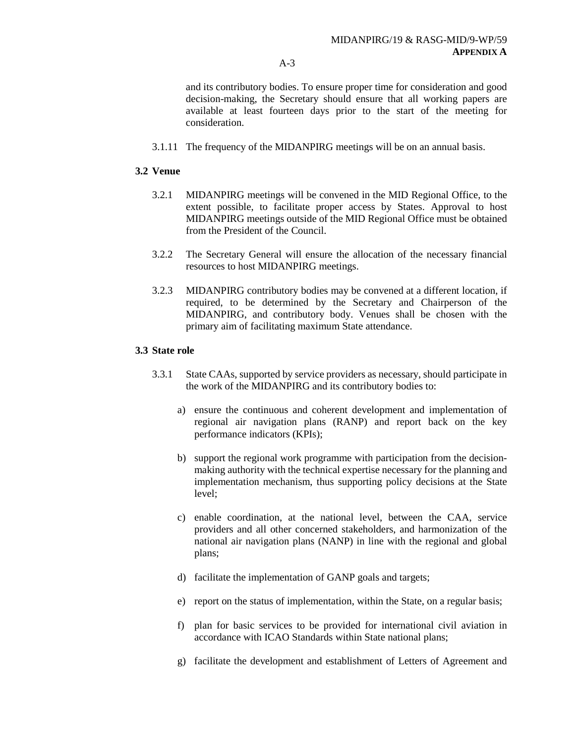and its contributory bodies. To ensure proper time for consideration and good decision-making, the Secretary should ensure that all working papers are available at least fourteen days prior to the start of the meeting for consideration.

3.1.11 The frequency of the MIDANPIRG meetings will be on an annual basis.

### 3.2 Venue

3.2.1 MIDANPIRG meetings will be convened in the MID Regional Office, to the extent possible, to facilitate proper access by States. Approval to host MIDANPIRG meetings outside of the MID Regional Office must be obtained from the President of the Council.

3.2.2 The Secretary General will ensure the allocation of the necessary financial resources to host MIDANPIRG meetings.

3.2.3 MIDANPIRG contributory bodies may be convened at a different location, if required, to be determined by the Secretary and Chairperson of the MIDANPIRG, and contributory body. Venues shall be chosen with the primary aim of facilitating maximum State attendance.

### 3.3 State role

3.3.1 State CAAs, supported by service providers as necessary, should participate in the work of the MIDANPIRG and its contributory bodies to:

a) ensure the continuous and coherent development and implementation of regional air navigation plans (RANP) and report back on the key performance indicators (KPIs);

b) support the regional work programme with participation from the decision-making authority with the technical expertise necessary for the planning and implementation mechanism, thus supporting policy decisions at the State level;

c) enable coordination, at the national level, between the CAA, service providers and all other concerned stakeholders, and harmonization of the national air navigation plans (NANP) in line with the regional and global plans;

d) facilitate the implementation of GANP goals and targets;

e) report on the status of implementation, within the State, on a regular basis;

f) plan for basic services to be provided for international civil aviation in accordance with ICAO Standards within State national plans;

g) facilitate the development and establishment of Letters of Agreement and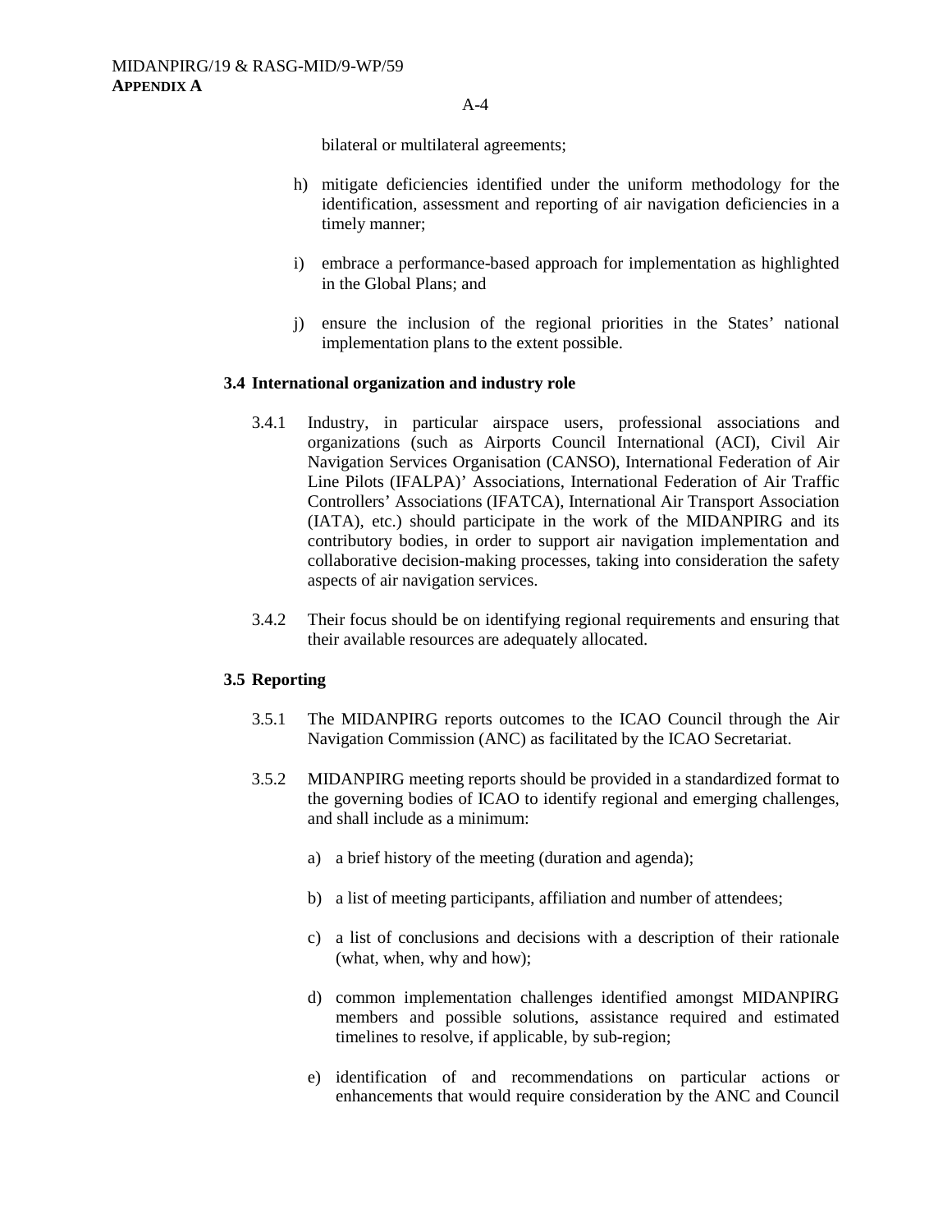bilateral or multilateral agreements;

h) mitigate deficiencies identified under the uniform methodology for the identification, assessment and reporting of air navigation deficiencies in a timely manner;

i) embrace a performance-based approach for implementation as highlighted in the Global Plans; and

j) ensure the inclusion of the regional priorities in the States' national implementation plans to the extent possible.

### 3.4 International organization and industry role

3.4.1 Industry, in particular airspace users, professional associations and organizations (such as Airports Council International (ACI), Civil Air Navigation Services Organisation (CANSO), International Federation of Air Line Pilots (IFALPA)' Associations, International Federation of Air Traffic Controllers' Associations (IFATCA), International Air Transport Association (IATA), etc.) should participate in the work of the MIDANPIRG and its contributory bodies, in order to support air navigation implementation and collaborative decision-making processes, taking into consideration the safety aspects of air navigation services.

3.4.2 Their focus should be on identifying regional requirements and ensuring that their available resources are adequately allocated.

### 3.5 Reporting

3.5.1 The MIDANPIRG reports outcomes to the ICAO Council through the Air Navigation Commission (ANC) as facilitated by the ICAO Secretariat.

3.5.2 MIDANPIRG meeting reports should be provided in a standardized format to the governing bodies of ICAO to identify regional and emerging challenges, and shall include as a minimum:

a) a brief history of the meeting (duration and agenda);

b) a list of meeting participants, affiliation and number of attendees;

c) a list of conclusions and decisions with a description of their rationale (what, when, why and how);

d) common implementation challenges identified amongst MIDANPIRG members and possible solutions, assistance required and estimated timelines to resolve, if applicable, by sub-region;

e) identification of and recommendations on particular actions or enhancements that would require consideration by the ANC and Council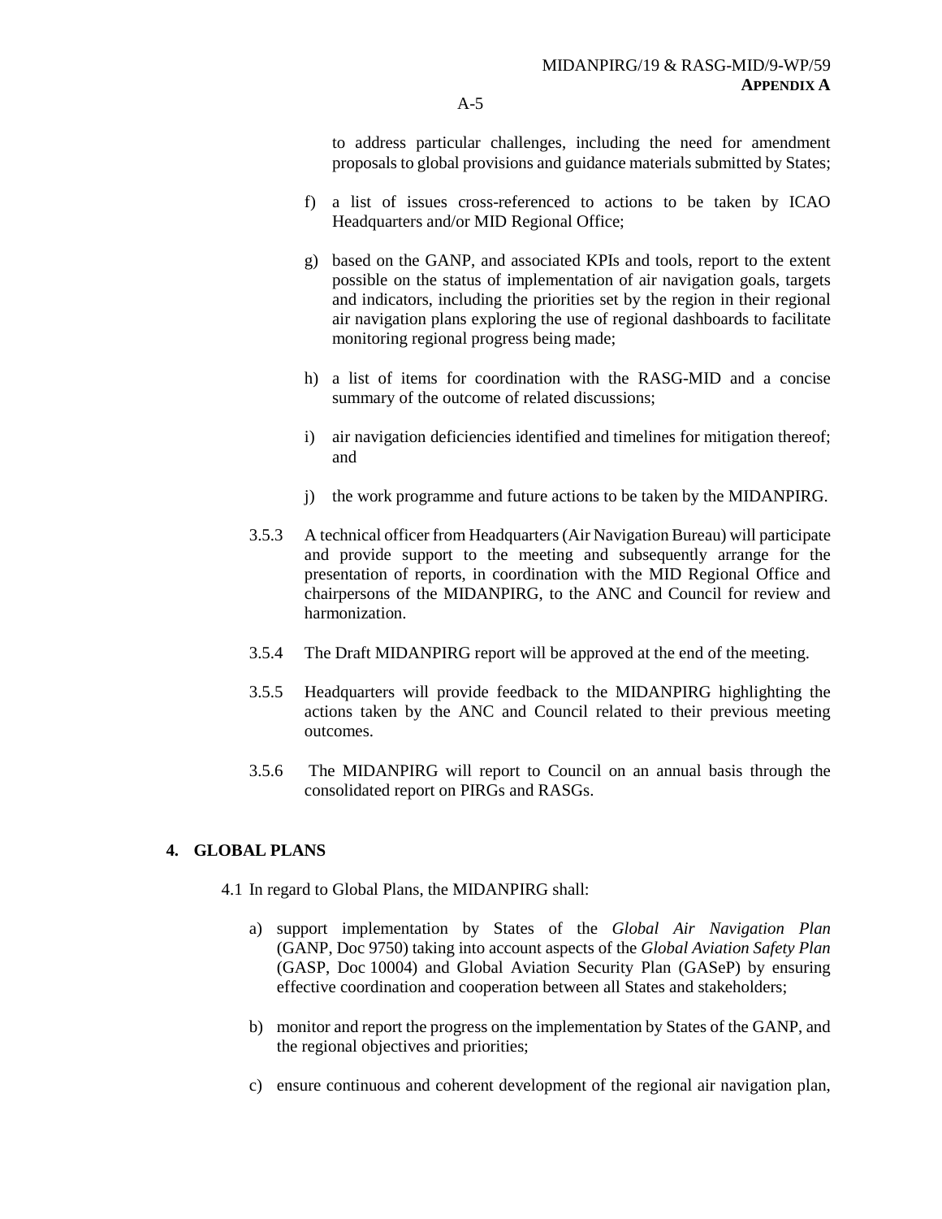to address particular challenges, including the need for amendment proposals to global provisions and guidance materials submitted by States;

f) a list of issues cross-referenced to actions to be taken by ICAO Headquarters and/or MID Regional Office;

g) based on the GANP, and associated KPIs and tools, report to the extent possible on the status of implementation of air navigation goals, targets and indicators, including the priorities set by the region in their regional air navigation plans exploring the use of regional dashboards to facilitate monitoring regional progress being made;

h) a list of items for coordination with the RASG-MID and a concise summary of the outcome of related discussions;

i) air navigation deficiencies identified and timelines for mitigation thereof; and

j) the work programme and future actions to be taken by the MIDANPIRG.

3.5.3 A technical officer from Headquarters (Air Navigation Bureau) will participate and provide support to the meeting and subsequently arrange for the presentation of reports, in coordination with the MID Regional Office and chairpersons of the MIDANPIRG, to the ANC and Council for review and harmonization.

3.5.4 The Draft MIDANPIRG report will be approved at the end of the meeting.

3.5.5 Headquarters will provide feedback to the MIDANPIRG highlighting the actions taken by the ANC and Council related to their previous meeting outcomes.

3.5.6 The MIDANPIRG will report to Council on an annual basis through the consolidated report on PIRGs and RASGs.

## 4. GLOBAL PLANS

4.1 In regard to Global Plans, the MIDANPIRG shall:

a) support implementation by States of the *Global Air Navigation Plan* (GANP, Doc 9750) taking into account aspects of the *Global Aviation Safety Plan* (GASP, Doc 10004) and Global Aviation Security Plan (GASeP) by ensuring effective coordination and cooperation between all States and stakeholders;

b) monitor and report the progress on the implementation by States of the GANP, and the regional objectives and priorities;

c) ensure continuous and coherent development of the regional air navigation plan,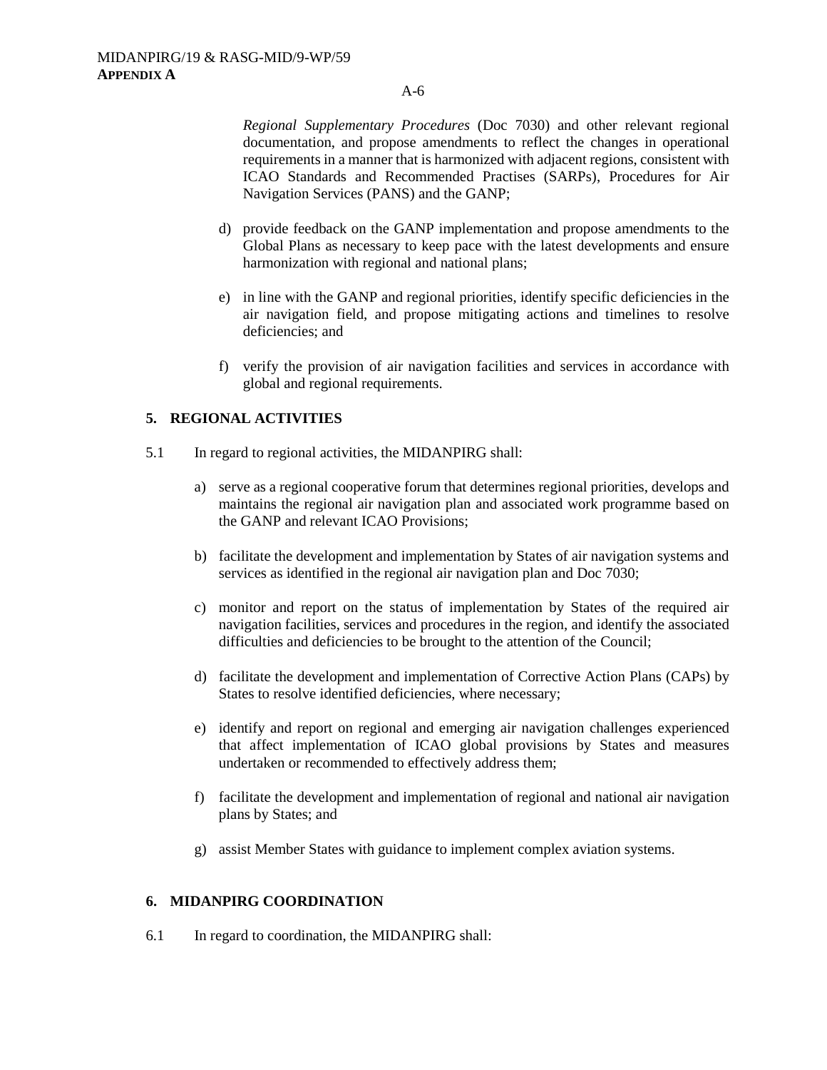*Regional Supplementary Procedures* (Doc 7030) and other relevant regional documentation, and propose amendments to reflect the changes in operational requirements in a manner that is harmonized with adjacent regions, consistent with ICAO Standards and Recommended Practises (SARPs), Procedures for Air Navigation Services (PANS) and the GANP;

d) provide feedback on the GANP implementation and propose amendments to the Global Plans as necessary to keep pace with the latest developments and ensure harmonization with regional and national plans;

e) in line with the GANP and regional priorities, identify specific deficiencies in the air navigation field, and propose mitigating actions and timelines to resolve deficiencies; and

f) verify the provision of air navigation facilities and services in accordance with global and regional requirements.

## 5. REGIONAL ACTIVITIES

5.1 In regard to regional activities, the MIDANPIRG shall:

a) serve as a regional cooperative forum that determines regional priorities, develops and maintains the regional air navigation plan and associated work programme based on the GANP and relevant ICAO Provisions;

b) facilitate the development and implementation by States of air navigation systems and services as identified in the regional air navigation plan and Doc 7030;

c) monitor and report on the status of implementation by States of the required air navigation facilities, services and procedures in the region, and identify the associated difficulties and deficiencies to be brought to the attention of the Council;

d) facilitate the development and implementation of Corrective Action Plans (CAPs) by States to resolve identified deficiencies, where necessary;

e) identify and report on regional and emerging air navigation challenges experienced that affect implementation of ICAO global provisions by States and measures undertaken or recommended to effectively address them;

f) facilitate the development and implementation of regional and national air navigation plans by States; and

g) assist Member States with guidance to implement complex aviation systems.

## 6. MIDANPIRG COORDINATION

6.1 In regard to coordination, the MIDANPIRG shall: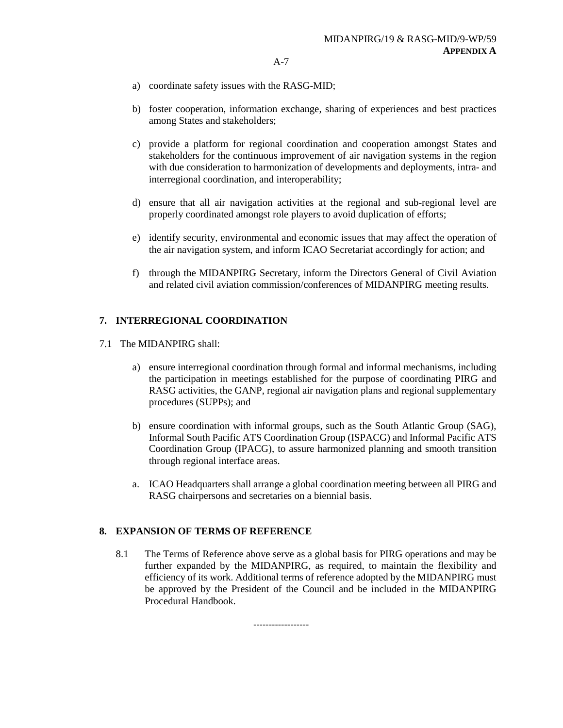a) coordinate safety issues with the RASG-MID;

b) foster cooperation, information exchange, sharing of experiences and best practices among States and stakeholders;

c) provide a platform for regional coordination and cooperation amongst States and stakeholders for the continuous improvement of air navigation systems in the region with due consideration to harmonization of developments and deployments, intra- and interregional coordination, and interoperability;

d) ensure that all air navigation activities at the regional and sub-regional level are properly coordinated amongst role players to avoid duplication of efforts;

e) identify security, environmental and economic issues that may affect the operation of the air navigation system, and inform ICAO Secretariat accordingly for action; and

f) through the MIDANPIRG Secretary, inform the Directors General of Civil Aviation and related civil aviation commission/conferences of MIDANPIRG meeting results.

## 7. INTERREGIONAL COORDINATION

7.1 The MIDANPIRG shall:

a) ensure interregional coordination through formal and informal mechanisms, including the participation in meetings established for the purpose of coordinating PIRG and RASG activities, the GANP, regional air navigation plans and regional supplementary procedures (SUPPs); and

b) ensure coordination with informal groups, such as the South Atlantic Group (SAG), Informal South Pacific ATS Coordination Group (ISPACG) and Informal Pacific ATS Coordination Group (IPACG), to assure harmonized planning and smooth transition through regional interface areas.

a. ICAO Headquarters shall arrange a global coordination meeting between all PIRG and RASG chairpersons and secretaries on a biennial basis.

## 8. EXPANSION OF TERMS OF REFERENCE

8.1 The Terms of Reference above serve as a global basis for PIRG operations and may be further expanded by the MIDANPIRG, as required, to maintain the flexibility and efficiency of its work. Additional terms of reference adopted by the MIDANPIRG must be approved by the President of the Council and be included in the MIDANPIRG Procedural Handbook.

------------------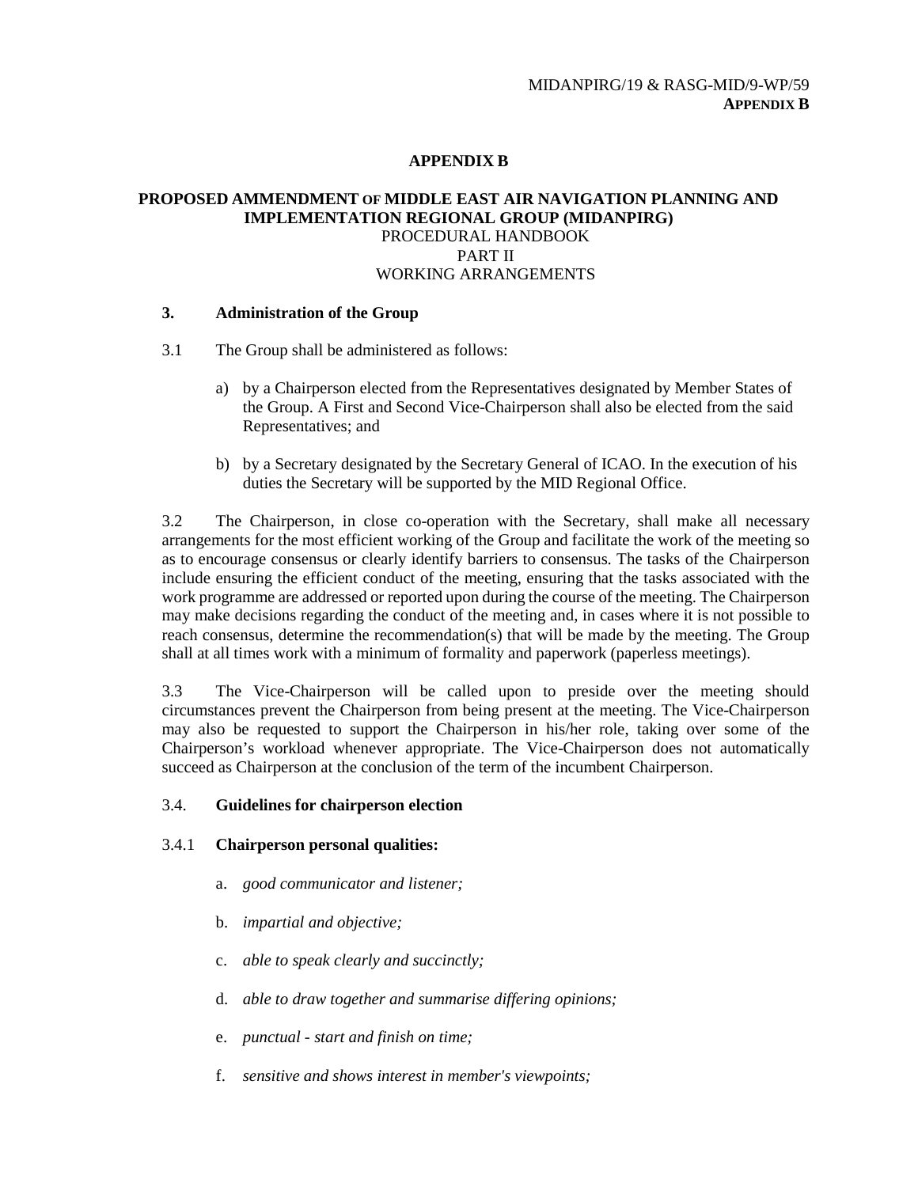# APPENDIX B

## PROPOSED AMMENDMENT OF MIDDLE EAST AIR NAVIGATION PLANNING AND IMPLEMENTATION REGIONAL GROUP (MIDANPIRG)

PROCEDURAL HANDBOOK

PART II

WORKING ARRANGEMENTS

### 3. Administration of the Group

3.1 The Group shall be administered as follows:

a) by a Chairperson elected from the Representatives designated by Member States of the Group. A First and Second Vice-Chairperson shall also be elected from the said Representatives; and

b) by a Secretary designated by the Secretary General of ICAO. In the execution of his duties the Secretary will be supported by the MID Regional Office.

3.2 The Chairperson, in close co-operation with the Secretary, shall make all necessary arrangements for the most efficient working of the Group and facilitate the work of the meeting so as to encourage consensus or clearly identify barriers to consensus. The tasks of the Chairperson include ensuring the efficient conduct of the meeting, ensuring that the tasks associated with the work programme are addressed or reported upon during the course of the meeting. The Chairperson may make decisions regarding the conduct of the meeting and, in cases where it is not possible to reach consensus, determine the recommendation(s) that will be made by the meeting. The Group shall at all times work with a minimum of formality and paperwork (paperless meetings).

3.3 The Vice-Chairperson will be called upon to preside over the meeting should circumstances prevent the Chairperson from being present at the meeting. The Vice-Chairperson may also be requested to support the Chairperson in his/her role, taking over some of the Chairperson's workload whenever appropriate. The Vice-Chairperson does not automatically succeed as Chairperson at the conclusion of the term of the incumbent Chairperson.

### 3.4. Guidelines for chairperson election

#### 3.4.1 Chairperson personal qualities:

a. *good communicator and listener;*

b. *impartial and objective;*

c. *able to speak clearly and succinctly;*

d. *able to draw together and summarise differing opinions;*

e. *punctual - start and finish on time;*

f. *sensitive and shows interest in member's viewpoints;*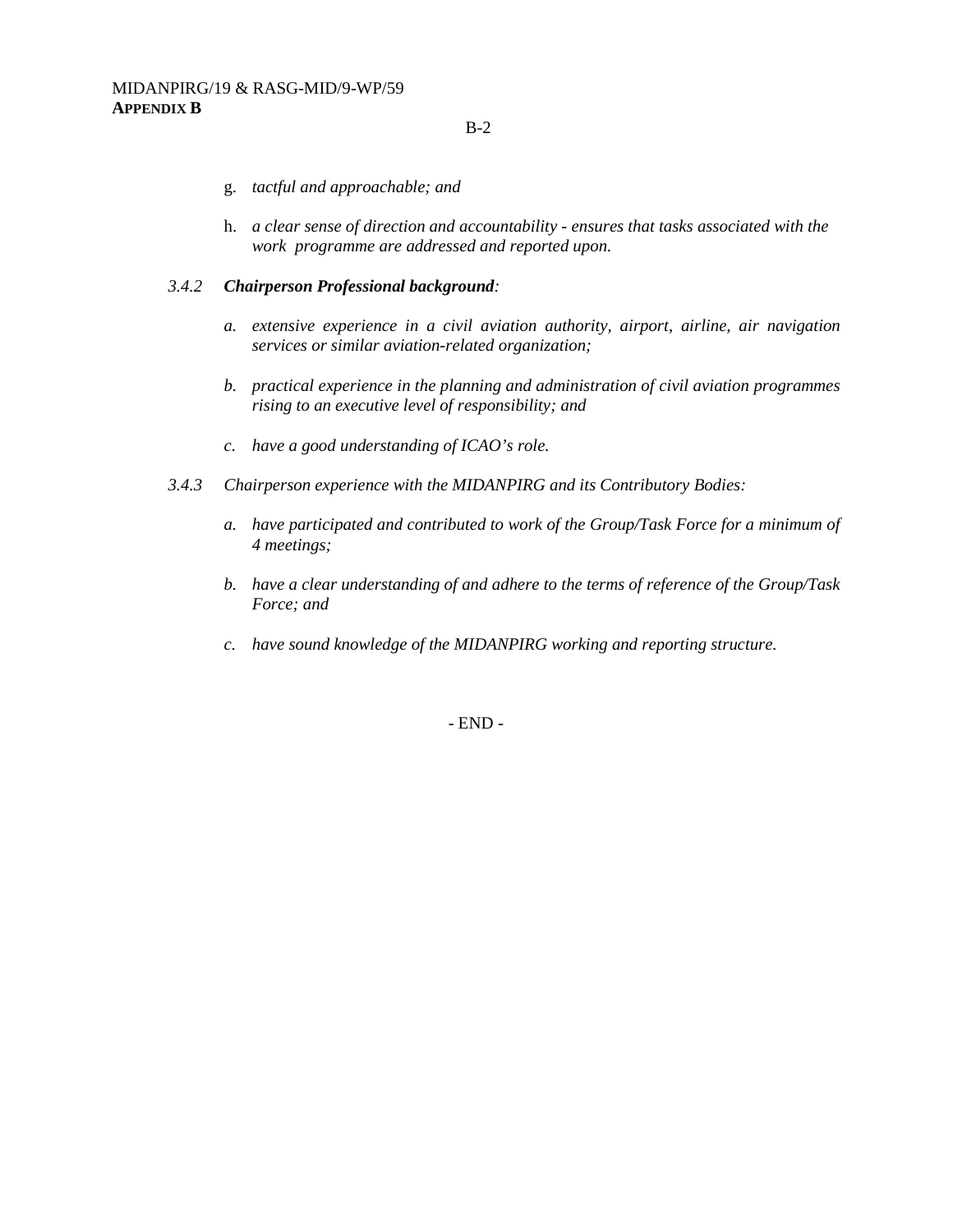g. *tactful and approachable; and*

h. *a clear sense of direction and accountability - ensures that tasks associated with the work programme are addressed and reported upon.*

*3.4.2* ***Chairperson Professional background****:*

*a. extensive experience in a civil aviation authority, airport, airline, air navigation services or similar aviation-related organization;*

*b. practical experience in the planning and administration of civil aviation programmes rising to an executive level of responsibility; and*

*c. have a good understanding of ICAO's role.*

*3.4.3 Chairperson experience with the MIDANPIRG and its Contributory Bodies:*

*a. have participated and contributed to work of the Group/Task Force for a minimum of 4 meetings;*

*b. have a clear understanding of and adhere to the terms of reference of the Group/Task Force; and*

*c. have sound knowledge of the MIDANPIRG working and reporting structure.*

- END -